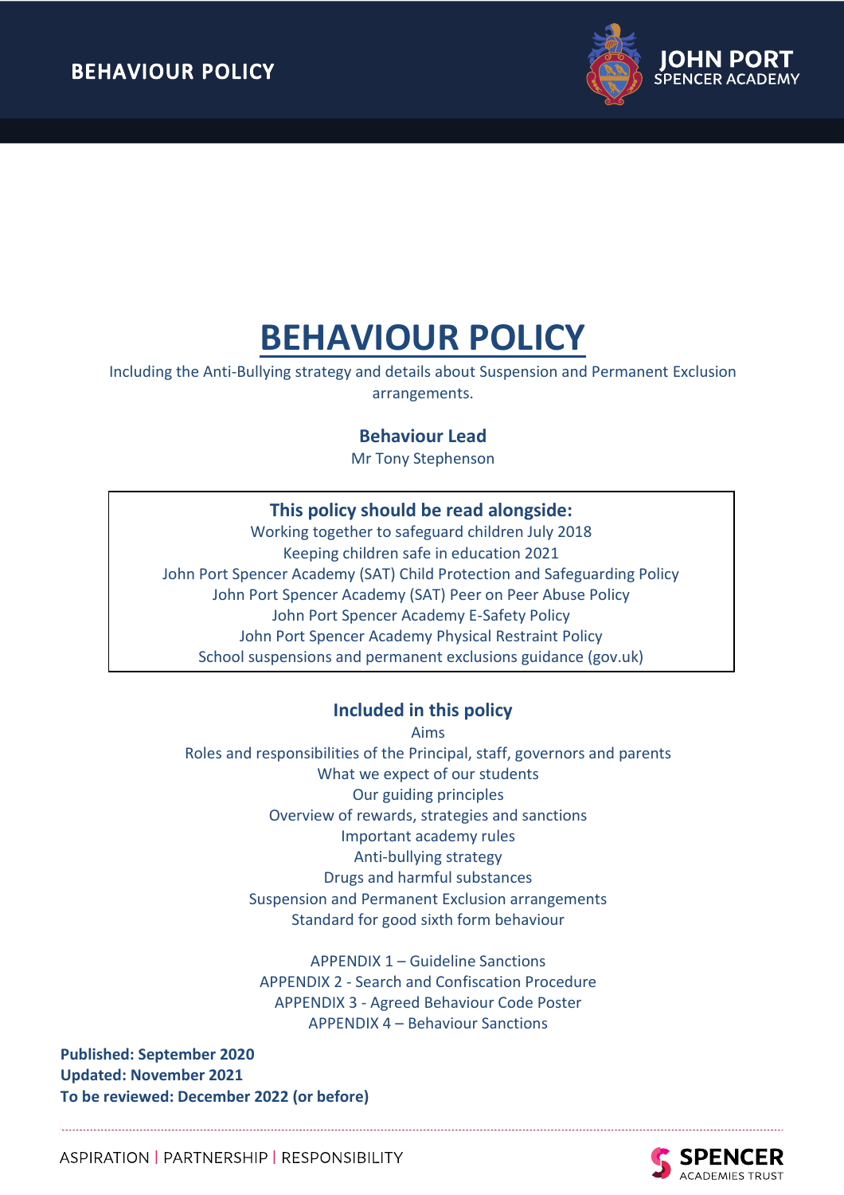# BEHAVIOUR POLICY

Including the Anti-Bullying strategy and details about Suspension and Permanent Exclusion arrangements.

**Behaviour Lead**

Mr Tony Stephenson

**This policy should be read alongside:**

Working together to safeguard children July 2018
Keeping children safe in education 2021
John Port Spencer Academy (SAT) Child Protection and Safeguarding Policy
John Port Spencer Academy (SAT) Peer on Peer Abuse Policy
John Port Spencer Academy E-Safety Policy
John Port Spencer Academy Physical Restraint Policy
School suspensions and permanent exclusions guidance (gov.uk)

## Included in this policy

Aims
Roles and responsibilities of the Principal, staff, governors and parents
What we expect of our students
Our guiding principles
Overview of rewards, strategies and sanctions
Important academy rules
Anti-bullying strategy
Drugs and harmful substances
Suspension and Permanent Exclusion arrangements
Standard for good sixth form behaviour

APPENDIX 1 – Guideline Sanctions
APPENDIX 2 - Search and Confiscation Procedure
APPENDIX 3 - Agreed Behaviour Code Poster
APPENDIX 4 – Behaviour Sanctions

**Published: September 2020**
**Updated: November 2021**
**To be reviewed: December 2022 (or before)**

ASPIRATION | PARTNERSHIP | RESPONSIBILITY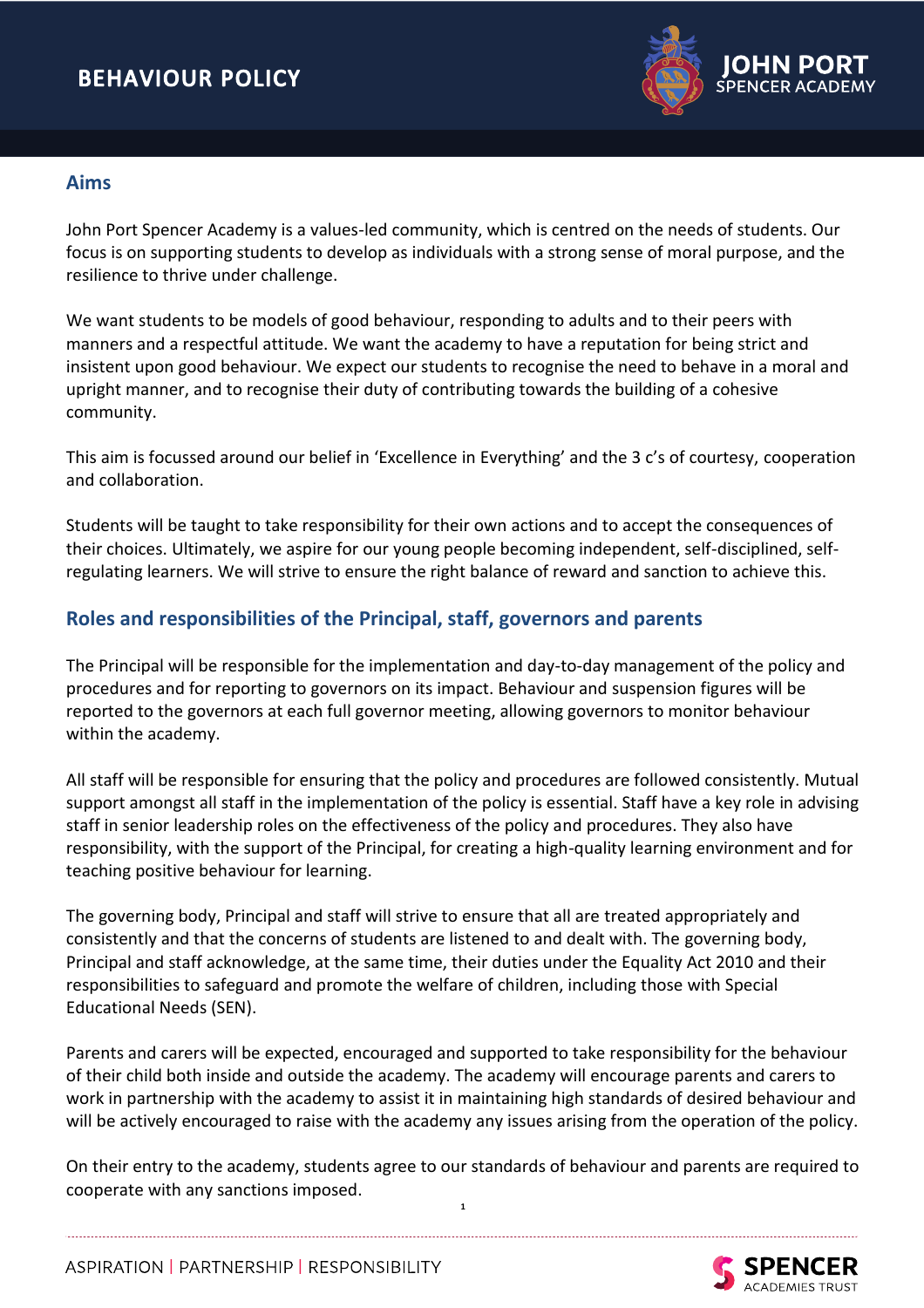## Aims

John Port Spencer Academy is a values-led community, which is centred on the needs of students. Our focus is on supporting students to develop as individuals with a strong sense of moral purpose, and the resilience to thrive under challenge.

We want students to be models of good behaviour, responding to adults and to their peers with manners and a respectful attitude. We want the academy to have a reputation for being strict and insistent upon good behaviour. We expect our students to recognise the need to behave in a moral and upright manner, and to recognise their duty of contributing towards the building of a cohesive community.

This aim is focussed around our belief in 'Excellence in Everything' and the 3 c's of courtesy, cooperation and collaboration.

Students will be taught to take responsibility for their own actions and to accept the consequences of their choices. Ultimately, we aspire for our young people becoming independent, self-disciplined, self-regulating learners. We will strive to ensure the right balance of reward and sanction to achieve this.

## Roles and responsibilities of the Principal, staff, governors and parents

The Principal will be responsible for the implementation and day-to-day management of the policy and procedures and for reporting to governors on its impact. Behaviour and suspension figures will be reported to the governors at each full governor meeting, allowing governors to monitor behaviour within the academy.

All staff will be responsible for ensuring that the policy and procedures are followed consistently. Mutual support amongst all staff in the implementation of the policy is essential. Staff have a key role in advising staff in senior leadership roles on the effectiveness of the policy and procedures. They also have responsibility, with the support of the Principal, for creating a high-quality learning environment and for teaching positive behaviour for learning.

The governing body, Principal and staff will strive to ensure that all are treated appropriately and consistently and that the concerns of students are listened to and dealt with. The governing body, Principal and staff acknowledge, at the same time, their duties under the Equality Act 2010 and their responsibilities to safeguard and promote the welfare of children, including those with Special Educational Needs (SEN).

Parents and carers will be expected, encouraged and supported to take responsibility for the behaviour of their child both inside and outside the academy. The academy will encourage parents and carers to work in partnership with the academy to assist it in maintaining high standards of desired behaviour and will be actively encouraged to raise with the academy any issues arising from the operation of the policy.

On their entry to the academy, students agree to our standards of behaviour and parents are required to cooperate with any sanctions imposed.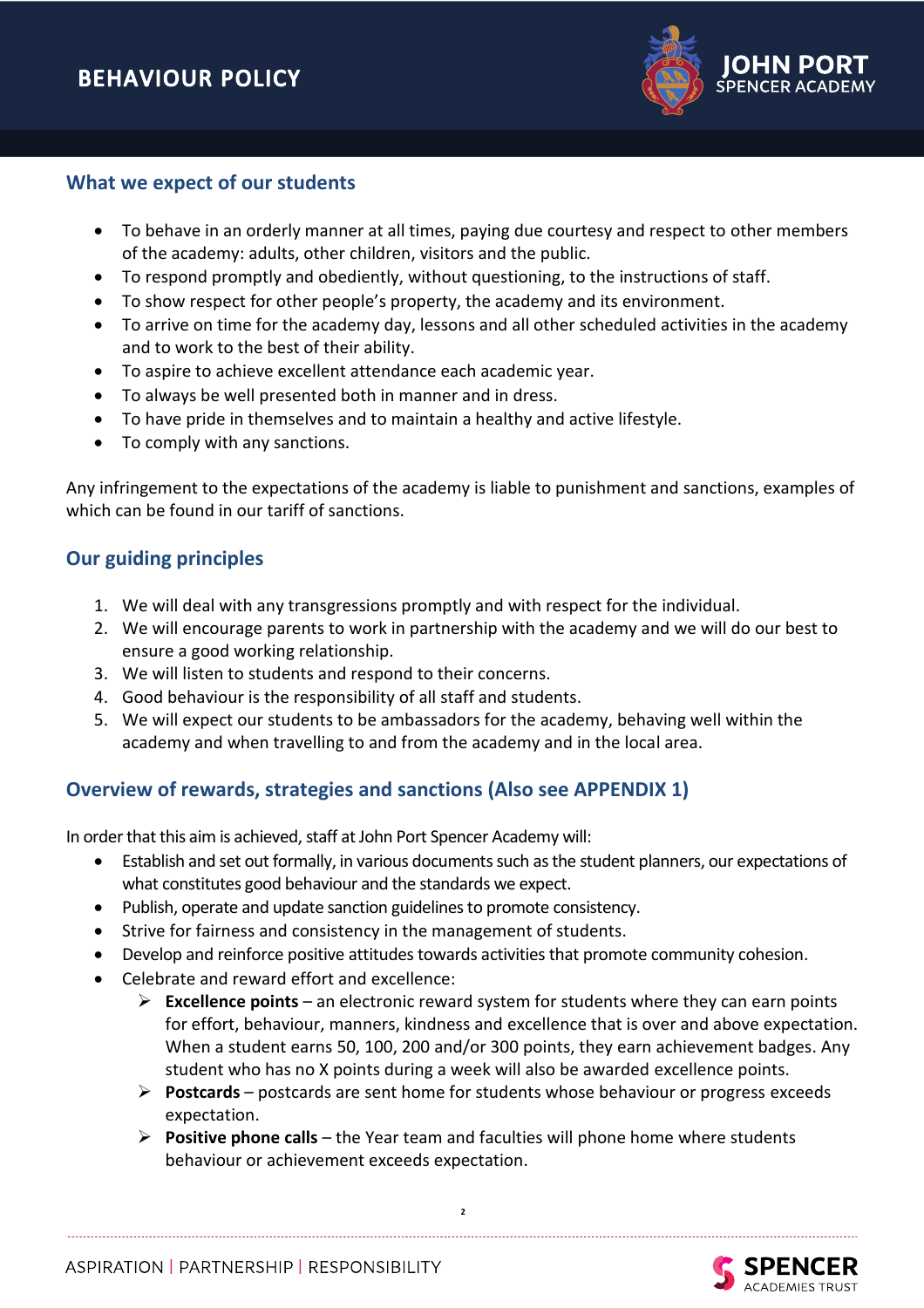## What we expect of our students

- To behave in an orderly manner at all times, paying due courtesy and respect to other members of the academy: adults, other children, visitors and the public.
- To respond promptly and obediently, without questioning, to the instructions of staff.
- To show respect for other people's property, the academy and its environment.
- To arrive on time for the academy day, lessons and all other scheduled activities in the academy and to work to the best of their ability.
- To aspire to achieve excellent attendance each academic year.
- To always be well presented both in manner and in dress.
- To have pride in themselves and to maintain a healthy and active lifestyle.
- To comply with any sanctions.

Any infringement to the expectations of the academy is liable to punishment and sanctions, examples of which can be found in our tariff of sanctions.

## Our guiding principles

1. We will deal with any transgressions promptly and with respect for the individual.
2. We will encourage parents to work in partnership with the academy and we will do our best to ensure a good working relationship.
3. We will listen to students and respond to their concerns.
4. Good behaviour is the responsibility of all staff and students.
5. We will expect our students to be ambassadors for the academy, behaving well within the academy and when travelling to and from the academy and in the local area.

## Overview of rewards, strategies and sanctions (Also see APPENDIX 1)

In order that this aim is achieved, staff at John Port Spencer Academy will:

- Establish and set out formally, in various documents such as the student planners, our expectations of what constitutes good behaviour and the standards we expect.
- Publish, operate and update sanction guidelines to promote consistency.
- Strive for fairness and consistency in the management of students.
- Develop and reinforce positive attitudes towards activities that promote community cohesion.
- Celebrate and reward effort and excellence:
  - **Excellence points** – an electronic reward system for students where they can earn points for effort, behaviour, manners, kindness and excellence that is over and above expectation. When a student earns 50, 100, 200 and/or 300 points, they earn achievement badges. Any student who has no X points during a week will also be awarded excellence points.
  - **Postcards** – postcards are sent home for students whose behaviour or progress exceeds expectation.
  - **Positive phone calls** – the Year team and faculties will phone home where students behaviour or achievement exceeds expectation.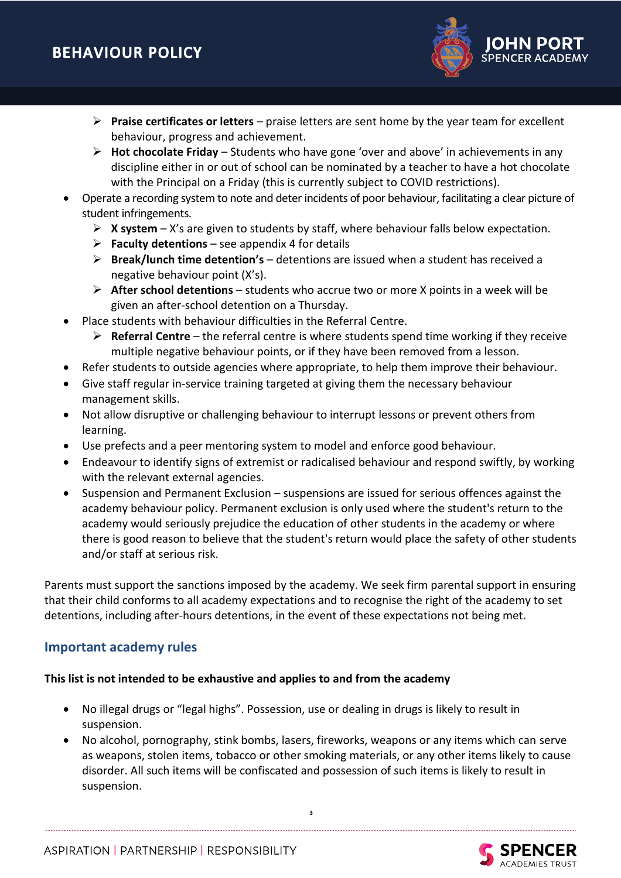- **Praise certificates or letters** – praise letters are sent home by the year team for excellent behaviour, progress and achievement.
  - **Hot chocolate Friday** – Students who have gone 'over and above' in achievements in any discipline either in or out of school can be nominated by a teacher to have a hot chocolate with the Principal on a Friday (this is currently subject to COVID restrictions).
- Operate a recording system to note and deter incidents of poor behaviour, facilitating a clear picture of student infringements.
  - **X system** – X's are given to students by staff, where behaviour falls below expectation.
  - **Faculty detentions** – see appendix 4 for details
  - **Break/lunch time detention's** – detentions are issued when a student has received a negative behaviour point (X's).
  - **After school detentions** – students who accrue two or more X points in a week will be given an after-school detention on a Thursday.
- Place students with behaviour difficulties in the Referral Centre.
  - **Referral Centre** – the referral centre is where students spend time working if they receive multiple negative behaviour points, or if they have been removed from a lesson.
- Refer students to outside agencies where appropriate, to help them improve their behaviour.
- Give staff regular in-service training targeted at giving them the necessary behaviour management skills.
- Not allow disruptive or challenging behaviour to interrupt lessons or prevent others from learning.
- Use prefects and a peer mentoring system to model and enforce good behaviour.
- Endeavour to identify signs of extremist or radicalised behaviour and respond swiftly, by working with the relevant external agencies.
- Suspension and Permanent Exclusion – suspensions are issued for serious offences against the academy behaviour policy. Permanent exclusion is only used where the student's return to the academy would seriously prejudice the education of other students in the academy or where there is good reason to believe that the student's return would place the safety of other students and/or staff at serious risk.

Parents must support the sanctions imposed by the academy. We seek firm parental support in ensuring that their child conforms to all academy expectations and to recognise the right of the academy to set detentions, including after-hours detentions, in the event of these expectations not being met.

## Important academy rules

**This list is not intended to be exhaustive and applies to and from the academy**

- No illegal drugs or "legal highs". Possession, use or dealing in drugs is likely to result in suspension.
- No alcohol, pornography, stink bombs, lasers, fireworks, weapons or any items which can serve as weapons, stolen items, tobacco or other smoking materials, or any other items likely to cause disorder. All such items will be confiscated and possession of such items is likely to result in suspension.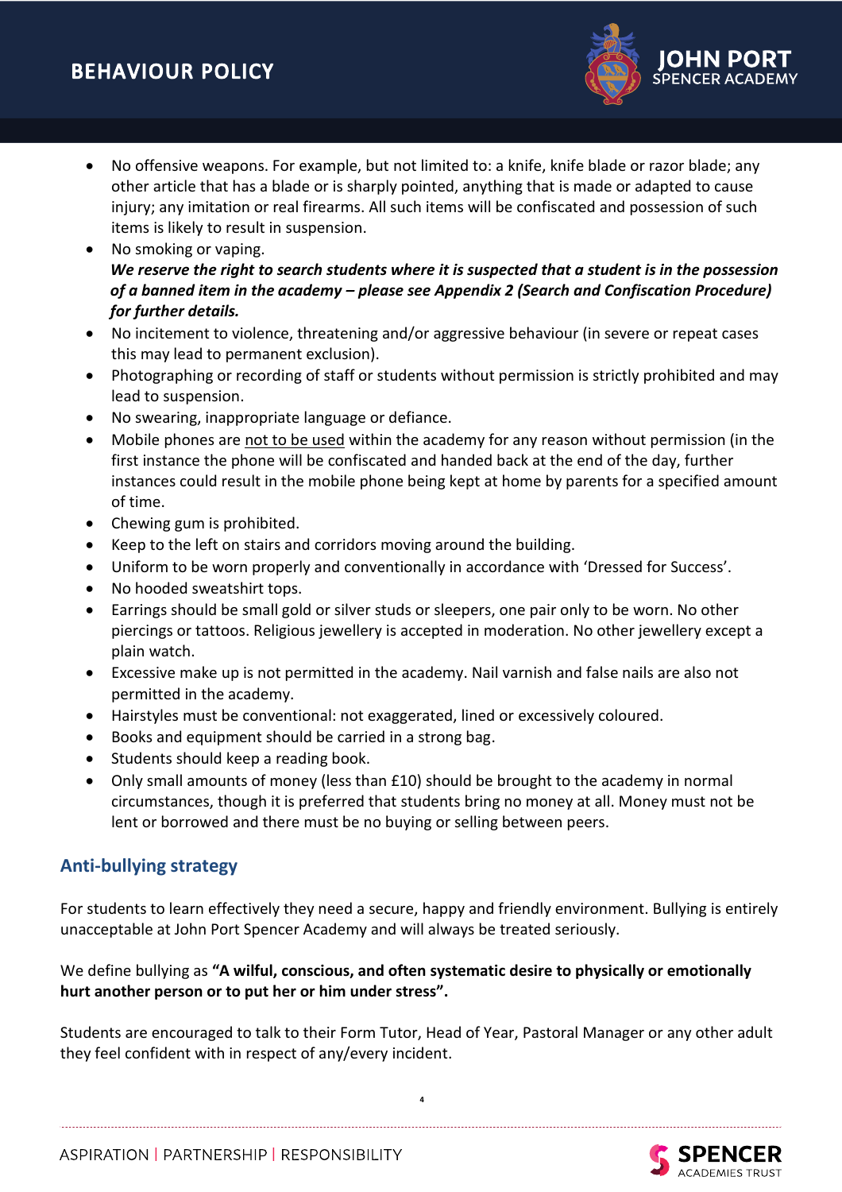- No offensive weapons. For example, but not limited to: a knife, knife blade or razor blade; any other article that has a blade or is sharply pointed, anything that is made or adapted to cause injury; any imitation or real firearms. All such items will be confiscated and possession of such items is likely to result in suspension.
- No smoking or vaping.
  ***We reserve the right to search students where it is suspected that a student is in the possession of a banned item in the academy – please see Appendix 2 (Search and Confiscation Procedure) for further details.***
- No incitement to violence, threatening and/or aggressive behaviour (in severe or repeat cases this may lead to permanent exclusion).
- Photographing or recording of staff or students without permission is strictly prohibited and may lead to suspension.
- No swearing, inappropriate language or defiance.
- Mobile phones are <u>not to be used</u> within the academy for any reason without permission (in the first instance the phone will be confiscated and handed back at the end of the day, further instances could result in the mobile phone being kept at home by parents for a specified amount of time.
- Chewing gum is prohibited.
- Keep to the left on stairs and corridors moving around the building.
- Uniform to be worn properly and conventionally in accordance with 'Dressed for Success'.
- No hooded sweatshirt tops.
- Earrings should be small gold or silver studs or sleepers, one pair only to be worn. No other piercings or tattoos. Religious jewellery is accepted in moderation. No other jewellery except a plain watch.
- Excessive make up is not permitted in the academy. Nail varnish and false nails are also not permitted in the academy.
- Hairstyles must be conventional: not exaggerated, lined or excessively coloured.
- Books and equipment should be carried in a strong bag.
- Students should keep a reading book.
- Only small amounts of money (less than £10) should be brought to the academy in normal circumstances, though it is preferred that students bring no money at all. Money must not be lent or borrowed and there must be no buying or selling between peers.

## Anti-bullying strategy

For students to learn effectively they need a secure, happy and friendly environment. Bullying is entirely unacceptable at John Port Spencer Academy and will always be treated seriously.

We define bullying as **"A wilful, conscious, and often systematic desire to physically or emotionally hurt another person or to put her or him under stress".**

Students are encouraged to talk to their Form Tutor, Head of Year, Pastoral Manager or any other adult they feel confident with in respect of any/every incident.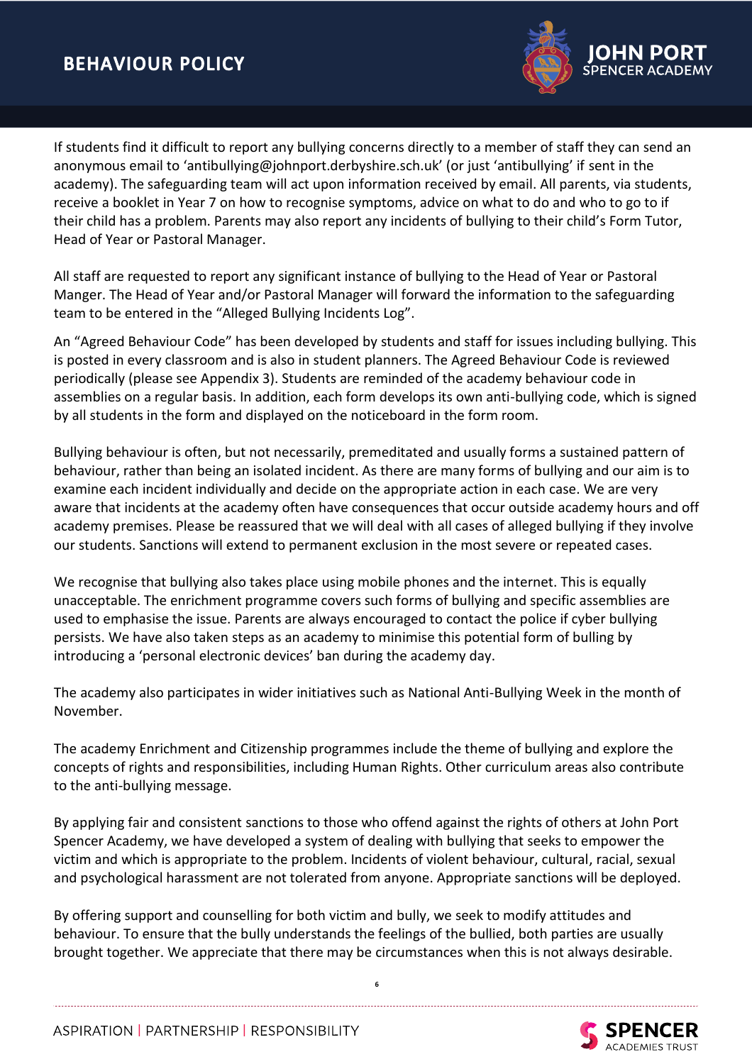If students find it difficult to report any bullying concerns directly to a member of staff they can send an anonymous email to 'antibullying@johnport.derbyshire.sch.uk' (or just 'antibullying' if sent in the academy). The safeguarding team will act upon information received by email. All parents, via students, receive a booklet in Year 7 on how to recognise symptoms, advice on what to do and who to go to if their child has a problem. Parents may also report any incidents of bullying to their child's Form Tutor, Head of Year or Pastoral Manager.

All staff are requested to report any significant instance of bullying to the Head of Year or Pastoral Manger. The Head of Year and/or Pastoral Manager will forward the information to the safeguarding team to be entered in the "Alleged Bullying Incidents Log".

An "Agreed Behaviour Code" has been developed by students and staff for issues including bullying. This is posted in every classroom and is also in student planners. The Agreed Behaviour Code is reviewed periodically (please see Appendix 3). Students are reminded of the academy behaviour code in assemblies on a regular basis. In addition, each form develops its own anti-bullying code, which is signed by all students in the form and displayed on the noticeboard in the form room.

Bullying behaviour is often, but not necessarily, premeditated and usually forms a sustained pattern of behaviour, rather than being an isolated incident. As there are many forms of bullying and our aim is to examine each incident individually and decide on the appropriate action in each case. We are very aware that incidents at the academy often have consequences that occur outside academy hours and off academy premises. Please be reassured that we will deal with all cases of alleged bullying if they involve our students. Sanctions will extend to permanent exclusion in the most severe or repeated cases.

We recognise that bullying also takes place using mobile phones and the internet. This is equally unacceptable. The enrichment programme covers such forms of bullying and specific assemblies are used to emphasise the issue. Parents are always encouraged to contact the police if cyber bullying persists. We have also taken steps as an academy to minimise this potential form of bulling by introducing a 'personal electronic devices' ban during the academy day.

The academy also participates in wider initiatives such as National Anti-Bullying Week in the month of November.

The academy Enrichment and Citizenship programmes include the theme of bullying and explore the concepts of rights and responsibilities, including Human Rights. Other curriculum areas also contribute to the anti-bullying message.

By applying fair and consistent sanctions to those who offend against the rights of others at John Port Spencer Academy, we have developed a system of dealing with bullying that seeks to empower the victim and which is appropriate to the problem. Incidents of violent behaviour, cultural, racial, sexual and psychological harassment are not tolerated from anyone. Appropriate sanctions will be deployed.

By offering support and counselling for both victim and bully, we seek to modify attitudes and behaviour. To ensure that the bully understands the feelings of the bullied, both parties are usually brought together. We appreciate that there may be circumstances when this is not always desirable.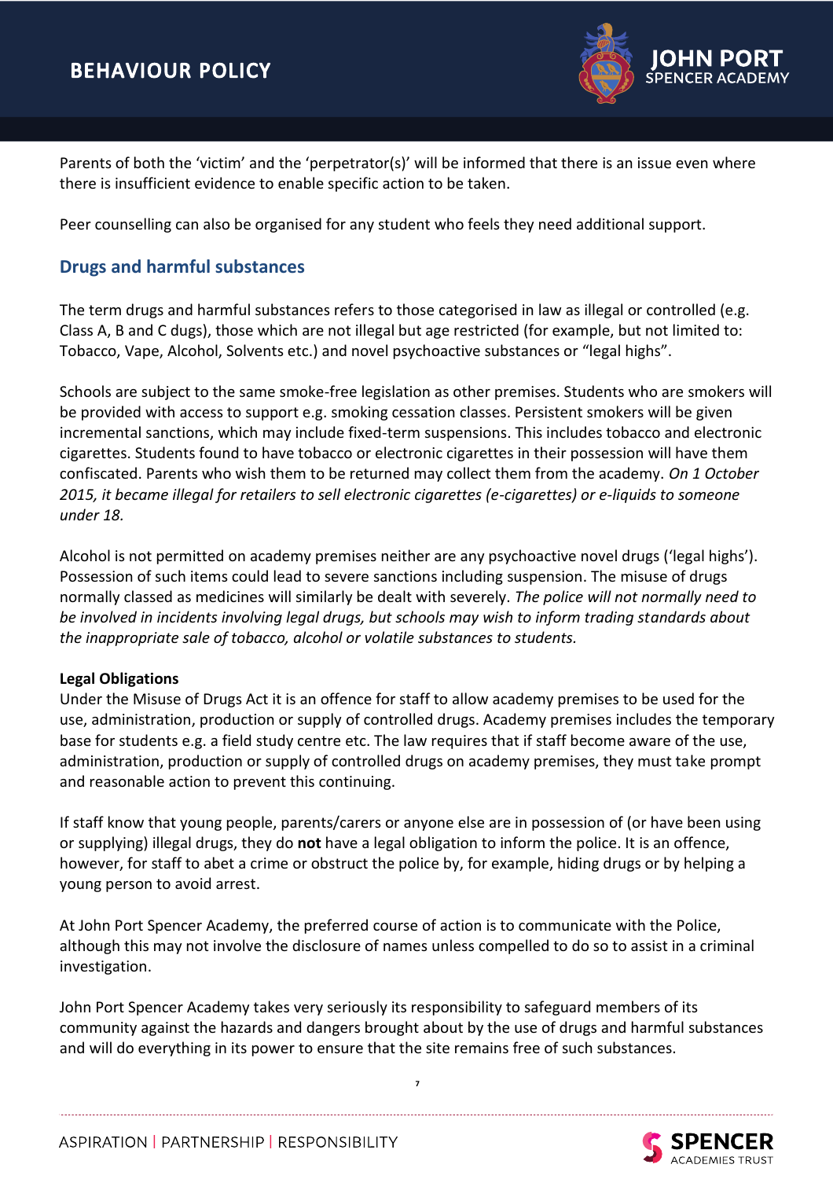Parents of both the 'victim' and the 'perpetrator(s)' will be informed that there is an issue even where there is insufficient evidence to enable specific action to be taken.

Peer counselling can also be organised for any student who feels they need additional support.

## Drugs and harmful substances

The term drugs and harmful substances refers to those categorised in law as illegal or controlled (e.g. Class A, B and C dugs), those which are not illegal but age restricted (for example, but not limited to: Tobacco, Vape, Alcohol, Solvents etc.) and novel psychoactive substances or "legal highs".

Schools are subject to the same smoke-free legislation as other premises. Students who are smokers will be provided with access to support e.g. smoking cessation classes. Persistent smokers will be given incremental sanctions, which may include fixed-term suspensions. This includes tobacco and electronic cigarettes. Students found to have tobacco or electronic cigarettes in their possession will have them confiscated. Parents who wish them to be returned may collect them from the academy. *On 1 October 2015, it became illegal for retailers to sell electronic cigarettes (e-cigarettes) or e-liquids to someone under 18.*

Alcohol is not permitted on academy premises neither are any psychoactive novel drugs ('legal highs'). Possession of such items could lead to severe sanctions including suspension. The misuse of drugs normally classed as medicines will similarly be dealt with severely. *The police will not normally need to be involved in incidents involving legal drugs, but schools may wish to inform trading standards about the inappropriate sale of tobacco, alcohol or volatile substances to students.*

**Legal Obligations**

Under the Misuse of Drugs Act it is an offence for staff to allow academy premises to be used for the use, administration, production or supply of controlled drugs. Academy premises includes the temporary base for students e.g. a field study centre etc. The law requires that if staff become aware of the use, administration, production or supply of controlled drugs on academy premises, they must take prompt and reasonable action to prevent this continuing.

If staff know that young people, parents/carers or anyone else are in possession of (or have been using or supplying) illegal drugs, they do **not** have a legal obligation to inform the police. It is an offence, however, for staff to abet a crime or obstruct the police by, for example, hiding drugs or by helping a young person to avoid arrest.

At John Port Spencer Academy, the preferred course of action is to communicate with the Police, although this may not involve the disclosure of names unless compelled to do so to assist in a criminal investigation.

John Port Spencer Academy takes very seriously its responsibility to safeguard members of its community against the hazards and dangers brought about by the use of drugs and harmful substances and will do everything in its power to ensure that the site remains free of such substances.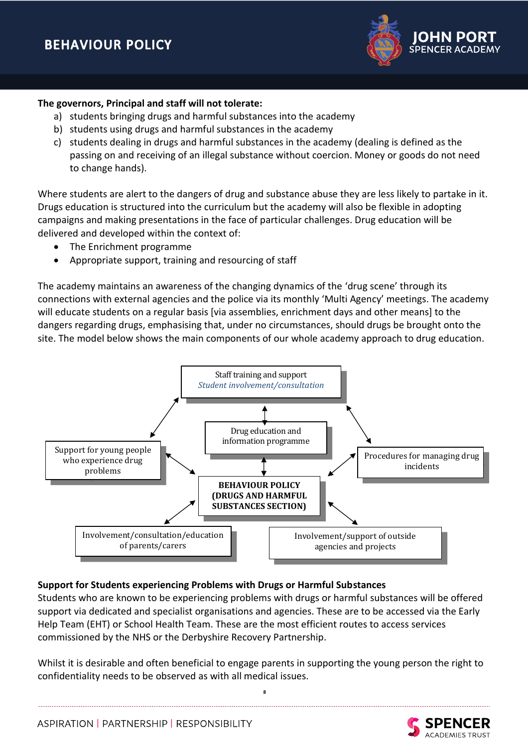**The governors, Principal and staff will not tolerate:**

a) students bringing drugs and harmful substances into the academy
b) students using drugs and harmful substances in the academy
c) students dealing in drugs and harmful substances in the academy (dealing is defined as the passing on and receiving of an illegal substance without coercion. Money or goods do not need to change hands).

Where students are alert to the dangers of drug and substance abuse they are less likely to partake in it. Drugs education is structured into the curriculum but the academy will also be flexible in adopting campaigns and making presentations in the face of particular challenges. Drug education will be delivered and developed within the context of:

- The Enrichment programme
- Appropriate support, training and resourcing of staff

The academy maintains an awareness of the changing dynamics of the 'drug scene' through its connections with external agencies and the police via its monthly 'Multi Agency' meetings. The academy will educate students on a regular basis [via assemblies, enrichment days and other means] to the dangers regarding drugs, emphasising that, under no circumstances, should drugs be brought onto the site. The model below shows the main components of our whole academy approach to drug education.

Staff training and support
*Student involvement/consultation*

Drug education and information programme

Support for young people who experience drug problems

Procedures for managing drug incidents

**BEHAVIOUR POLICY (DRUGS AND HARMFUL SUBSTANCES SECTION)**

Involvement/consultation/education of parents/carers

Involvement/support of outside agencies and projects

**Support for Students experiencing Problems with Drugs or Harmful Substances**

Students who are known to be experiencing problems with drugs or harmful substances will be offered support via dedicated and specialist organisations and agencies. These are to be accessed via the Early Help Team (EHT) or School Health Team. These are the most efficient routes to access services commissioned by the NHS or the Derbyshire Recovery Partnership.

Whilst it is desirable and often beneficial to engage parents in supporting the young person the right to confidentiality needs to be observed as with all medical issues.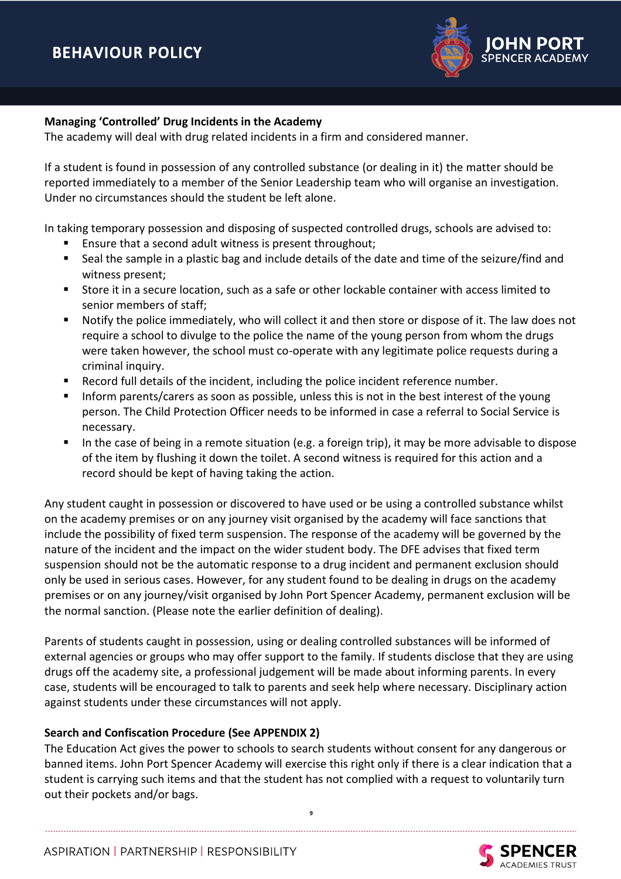**Managing 'Controlled' Drug Incidents in the Academy**

The academy will deal with drug related incidents in a firm and considered manner.

If a student is found in possession of any controlled substance (or dealing in it) the matter should be reported immediately to a member of the Senior Leadership team who will organise an investigation. Under no circumstances should the student be left alone.

In taking temporary possession and disposing of suspected controlled drugs, schools are advised to:

- Ensure that a second adult witness is present throughout;
- Seal the sample in a plastic bag and include details of the date and time of the seizure/find and witness present;
- Store it in a secure location, such as a safe or other lockable container with access limited to senior members of staff;
- Notify the police immediately, who will collect it and then store or dispose of it. The law does not require a school to divulge to the police the name of the young person from whom the drugs were taken however, the school must co-operate with any legitimate police requests during a criminal inquiry.
- Record full details of the incident, including the police incident reference number.
- Inform parents/carers as soon as possible, unless this is not in the best interest of the young person. The Child Protection Officer needs to be informed in case a referral to Social Service is necessary.
- In the case of being in a remote situation (e.g. a foreign trip), it may be more advisable to dispose of the item by flushing it down the toilet. A second witness is required for this action and a record should be kept of having taking the action.

Any student caught in possession or discovered to have used or be using a controlled substance whilst on the academy premises or on any journey visit organised by the academy will face sanctions that include the possibility of fixed term suspension. The response of the academy will be governed by the nature of the incident and the impact on the wider student body. The DFE advises that fixed term suspension should not be the automatic response to a drug incident and permanent exclusion should only be used in serious cases. However, for any student found to be dealing in drugs on the academy premises or on any journey/visit organised by John Port Spencer Academy, permanent exclusion will be the normal sanction. (Please note the earlier definition of dealing).

Parents of students caught in possession, using or dealing controlled substances will be informed of external agencies or groups who may offer support to the family. If students disclose that they are using drugs off the academy site, a professional judgement will be made about informing parents. In every case, students will be encouraged to talk to parents and seek help where necessary. Disciplinary action against students under these circumstances will not apply.

**Search and Confiscation Procedure (See APPENDIX 2)**

The Education Act gives the power to schools to search students without consent for any dangerous or banned items. John Port Spencer Academy will exercise this right only if there is a clear indication that a student is carrying such items and that the student has not complied with a request to voluntarily turn out their pockets and/or bags.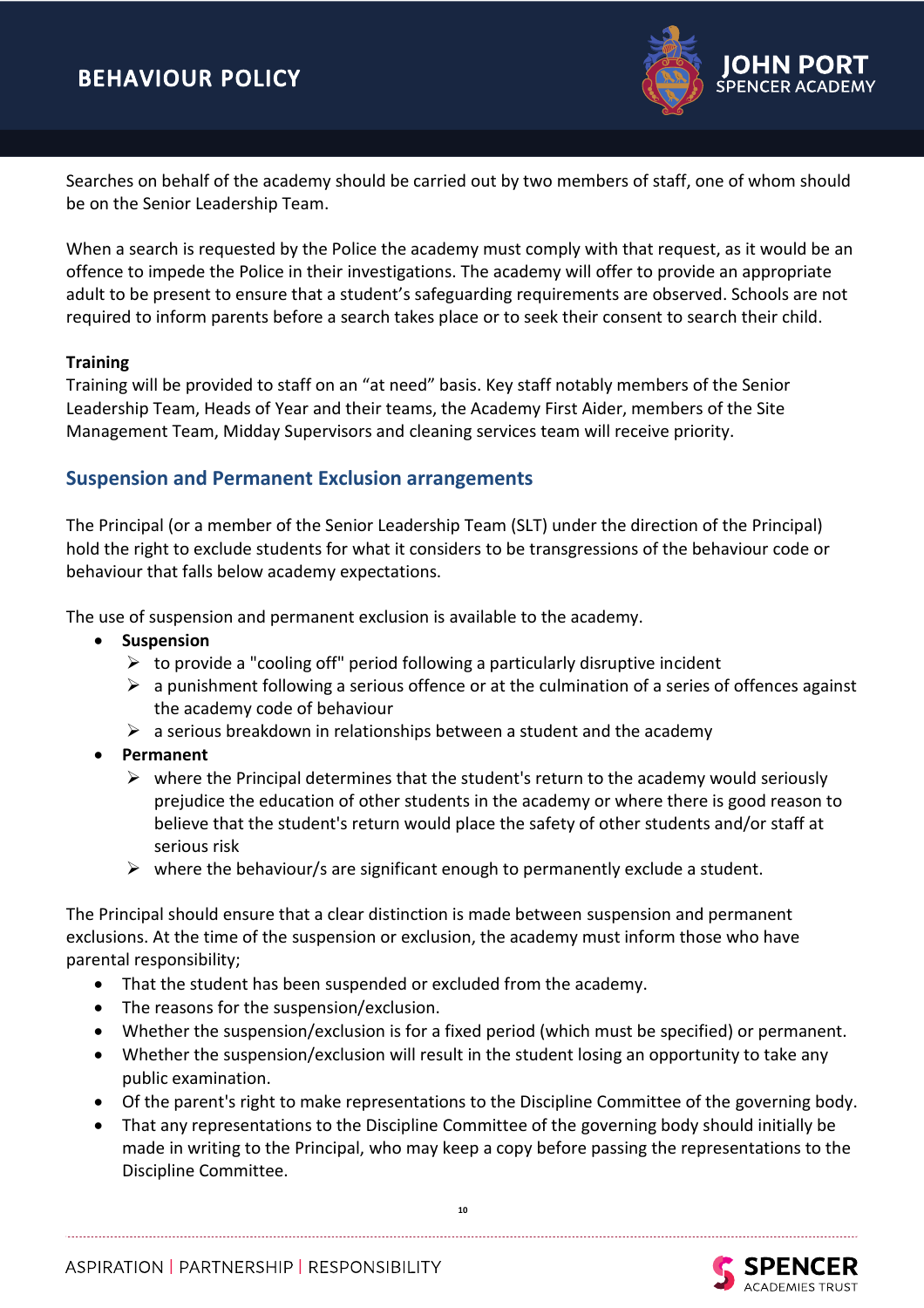Searches on behalf of the academy should be carried out by two members of staff, one of whom should be on the Senior Leadership Team.

When a search is requested by the Police the academy must comply with that request, as it would be an offence to impede the Police in their investigations. The academy will offer to provide an appropriate adult to be present to ensure that a student's safeguarding requirements are observed. Schools are not required to inform parents before a search takes place or to seek their consent to search their child.

**Training**
Training will be provided to staff on an "at need" basis. Key staff notably members of the Senior Leadership Team, Heads of Year and their teams, the Academy First Aider, members of the Site Management Team, Midday Supervisors and cleaning services team will receive priority.

## Suspension and Permanent Exclusion arrangements

The Principal (or a member of the Senior Leadership Team (SLT) under the direction of the Principal) hold the right to exclude students for what it considers to be transgressions of the behaviour code or behaviour that falls below academy expectations.

The use of suspension and permanent exclusion is available to the academy.

- **Suspension**
  - to provide a "cooling off" period following a particularly disruptive incident
  - a punishment following a serious offence or at the culmination of a series of offences against the academy code of behaviour
  - a serious breakdown in relationships between a student and the academy
- **Permanent**
  - where the Principal determines that the student's return to the academy would seriously prejudice the education of other students in the academy or where there is good reason to believe that the student's return would place the safety of other students and/or staff at serious risk
  - where the behaviour/s are significant enough to permanently exclude a student.

The Principal should ensure that a clear distinction is made between suspension and permanent exclusions. At the time of the suspension or exclusion, the academy must inform those who have parental responsibility;

- That the student has been suspended or excluded from the academy.
- The reasons for the suspension/exclusion.
- Whether the suspension/exclusion is for a fixed period (which must be specified) or permanent.
- Whether the suspension/exclusion will result in the student losing an opportunity to take any public examination.
- Of the parent's right to make representations to the Discipline Committee of the governing body.
- That any representations to the Discipline Committee of the governing body should initially be made in writing to the Principal, who may keep a copy before passing the representations to the Discipline Committee.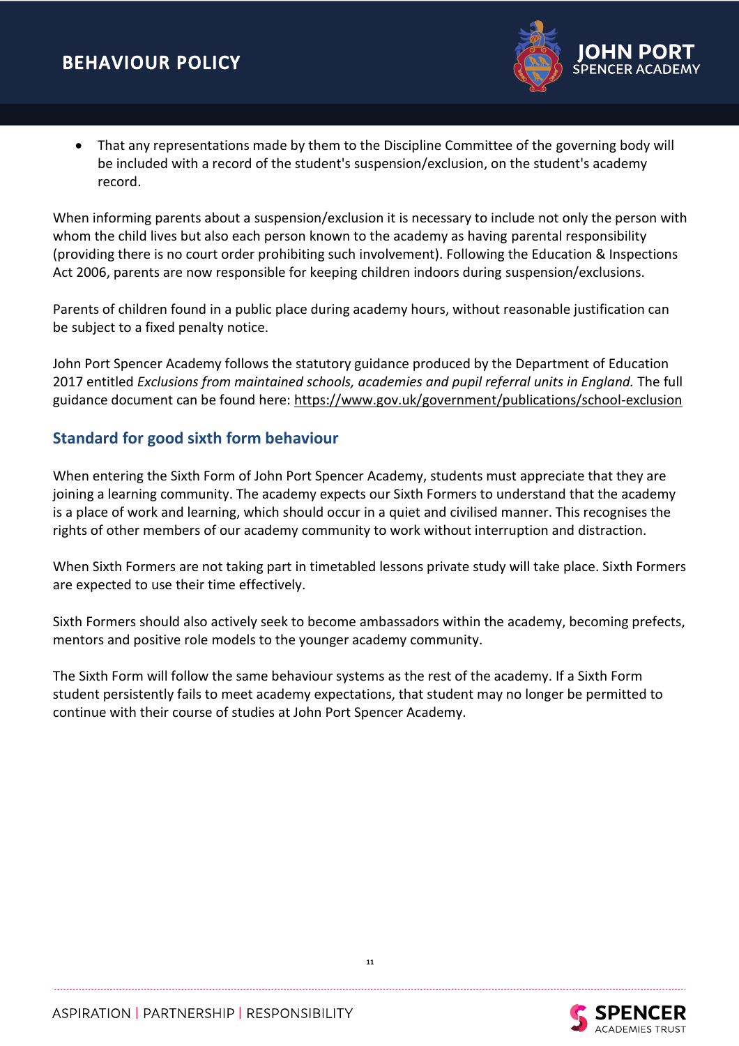- That any representations made by them to the Discipline Committee of the governing body will be included with a record of the student's suspension/exclusion, on the student's academy record.

When informing parents about a suspension/exclusion it is necessary to include not only the person with whom the child lives but also each person known to the academy as having parental responsibility (providing there is no court order prohibiting such involvement). Following the Education & Inspections Act 2006, parents are now responsible for keeping children indoors during suspension/exclusions.

Parents of children found in a public place during academy hours, without reasonable justification can be subject to a fixed penalty notice.

John Port Spencer Academy follows the statutory guidance produced by the Department of Education 2017 entitled *Exclusions from maintained schools, academies and pupil referral units in England.* The full guidance document can be found here: https://www.gov.uk/government/publications/school-exclusion

## Standard for good sixth form behaviour

When entering the Sixth Form of John Port Spencer Academy, students must appreciate that they are joining a learning community. The academy expects our Sixth Formers to understand that the academy is a place of work and learning, which should occur in a quiet and civilised manner. This recognises the rights of other members of our academy community to work without interruption and distraction.

When Sixth Formers are not taking part in timetabled lessons private study will take place. Sixth Formers are expected to use their time effectively.

Sixth Formers should also actively seek to become ambassadors within the academy, becoming prefects, mentors and positive role models to the younger academy community.

The Sixth Form will follow the same behaviour systems as the rest of the academy. If a Sixth Form student persistently fails to meet academy expectations, that student may no longer be permitted to continue with their course of studies at John Port Spencer Academy.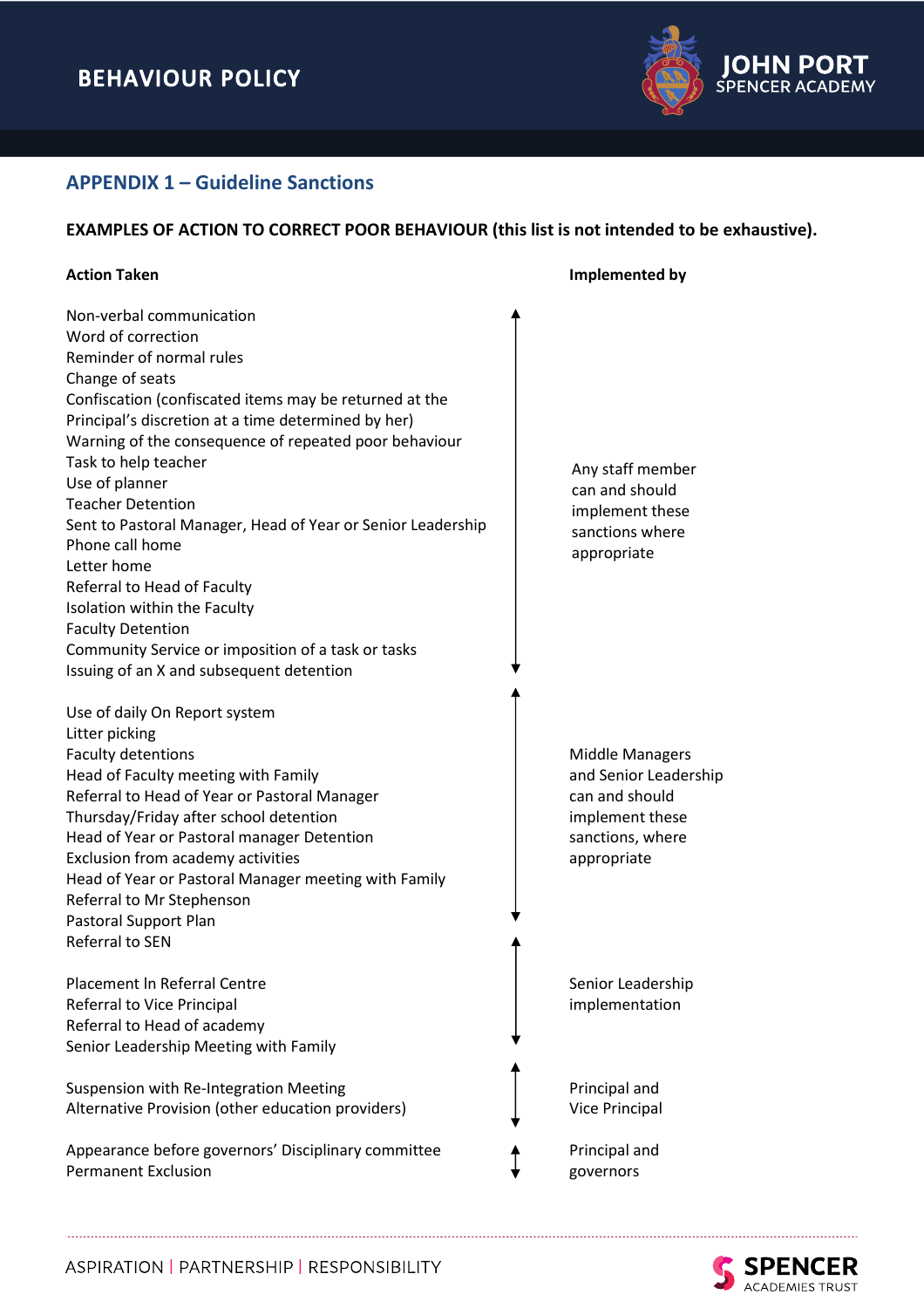## APPENDIX 1 – Guideline Sanctions

**EXAMPLES OF ACTION TO CORRECT POOR BEHAVIOUR (this list is not intended to be exhaustive).**

| Action Taken | Implemented by |
|---|---|
| Non-verbal communication<br>Word of correction<br>Reminder of normal rules<br>Change of seats<br>Confiscation (confiscated items may be returned at the Principal's discretion at a time determined by her)<br>Warning of the consequence of repeated poor behaviour<br>Task to help teacher<br>Use of planner<br>Teacher Detention<br>Sent to Pastoral Manager, Head of Year or Senior Leadership<br>Phone call home<br>Letter home<br>Referral to Head of Faculty<br>Isolation within the Faculty<br>Faculty Detention<br>Community Service or imposition of a task or tasks<br>Issuing of an X and subsequent detention | Any staff member can and should implement these sanctions where appropriate |
| Use of daily On Report system<br>Litter picking<br>Faculty detentions<br>Head of Faculty meeting with Family<br>Referral to Head of Year or Pastoral Manager<br>Thursday/Friday after school detention<br>Head of Year or Pastoral manager Detention<br>Exclusion from academy activities<br>Head of Year or Pastoral Manager meeting with Family<br>Referral to Mr Stephenson<br>Pastoral Support Plan<br>Referral to SEN | Middle Managers and Senior Leadership can and should implement these sanctions, where appropriate |
| Placement In Referral Centre<br>Referral to Vice Principal<br>Referral to Head of academy<br>Senior Leadership Meeting with Family | Senior Leadership implementation |
| Suspension with Re-Integration Meeting<br>Alternative Provision (other education providers) | Principal and Vice Principal |
| Appearance before governors' Disciplinary committee<br>Permanent Exclusion | Principal and governors |

ASPIRATION | PARTNERSHIP | RESPONSIBILITY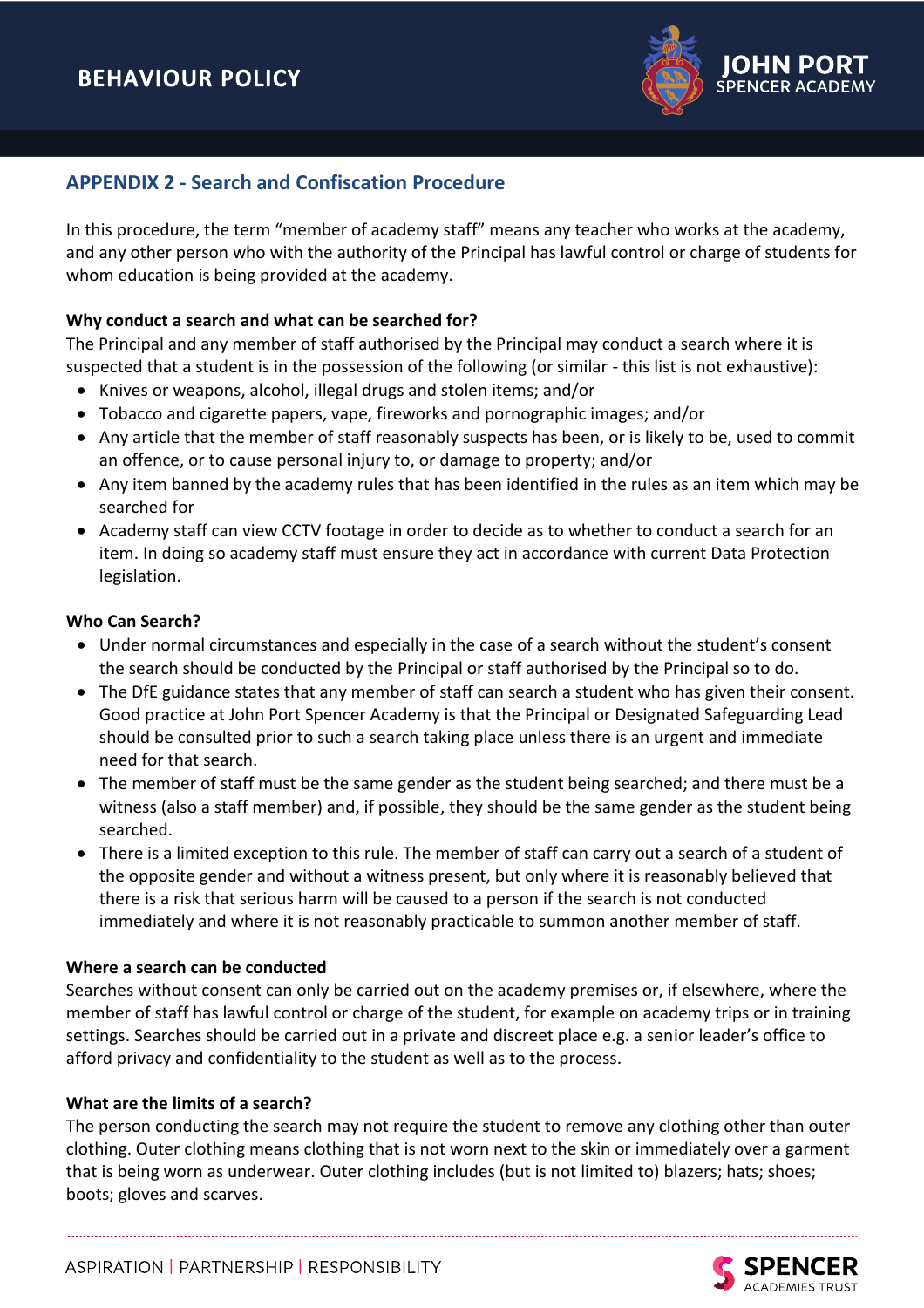## APPENDIX 2 - Search and Confiscation Procedure

In this procedure, the term "member of academy staff" means any teacher who works at the academy, and any other person who with the authority of the Principal has lawful control or charge of students for whom education is being provided at the academy.

**Why conduct a search and what can be searched for?**

The Principal and any member of staff authorised by the Principal may conduct a search where it is suspected that a student is in the possession of the following (or similar - this list is not exhaustive):

- Knives or weapons, alcohol, illegal drugs and stolen items; and/or
- Tobacco and cigarette papers, vape, fireworks and pornographic images; and/or
- Any article that the member of staff reasonably suspects has been, or is likely to be, used to commit an offence, or to cause personal injury to, or damage to property; and/or
- Any item banned by the academy rules that has been identified in the rules as an item which may be searched for
- Academy staff can view CCTV footage in order to decide as to whether to conduct a search for an item. In doing so academy staff must ensure they act in accordance with current Data Protection legislation.

**Who Can Search?**

- Under normal circumstances and especially in the case of a search without the student's consent the search should be conducted by the Principal or staff authorised by the Principal so to do.
- The DfE guidance states that any member of staff can search a student who has given their consent. Good practice at John Port Spencer Academy is that the Principal or Designated Safeguarding Lead should be consulted prior to such a search taking place unless there is an urgent and immediate need for that search.
- The member of staff must be the same gender as the student being searched; and there must be a witness (also a staff member) and, if possible, they should be the same gender as the student being searched.
- There is a limited exception to this rule. The member of staff can carry out a search of a student of the opposite gender and without a witness present, but only where it is reasonably believed that there is a risk that serious harm will be caused to a person if the search is not conducted immediately and where it is not reasonably practicable to summon another member of staff.

**Where a search can be conducted**

Searches without consent can only be carried out on the academy premises or, if elsewhere, where the member of staff has lawful control or charge of the student, for example on academy trips or in training settings. Searches should be carried out in a private and discreet place e.g. a senior leader's office to afford privacy and confidentiality to the student as well as to the process.

**What are the limits of a search?**

The person conducting the search may not require the student to remove any clothing other than outer clothing. Outer clothing means clothing that is not worn next to the skin or immediately over a garment that is being worn as underwear. Outer clothing includes (but is not limited to) blazers; hats; shoes; boots; gloves and scarves.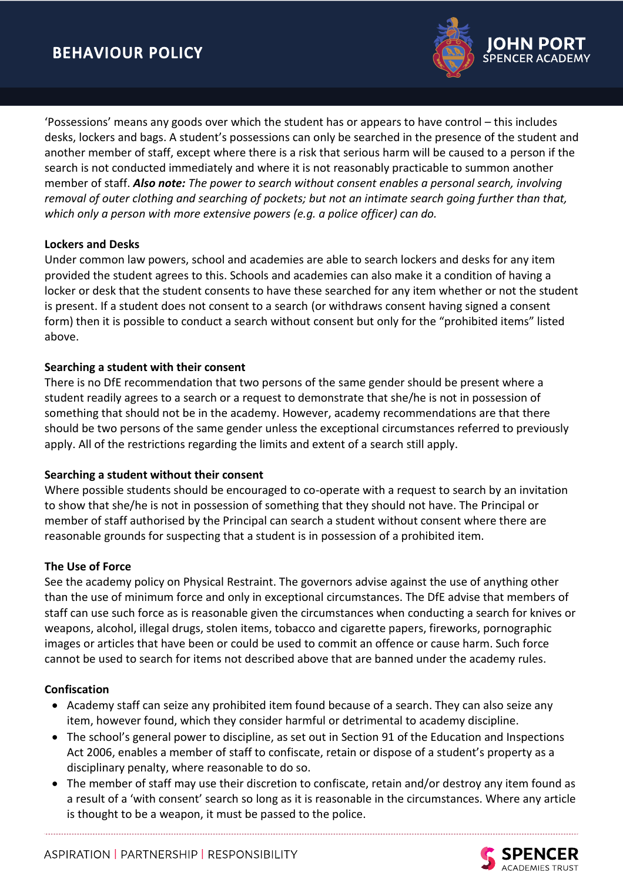'Possessions' means any goods over which the student has or appears to have control – this includes desks, lockers and bags. A student's possessions can only be searched in the presence of the student and another member of staff, except where there is a risk that serious harm will be caused to a person if the search is not conducted immediately and where it is not reasonably practicable to summon another member of staff. ***Also note:*** *The power to search without consent enables a personal search, involving removal of outer clothing and searching of pockets; but not an intimate search going further than that, which only a person with more extensive powers (e.g. a police officer) can do.*

**Lockers and Desks**

Under common law powers, school and academies are able to search lockers and desks for any item provided the student agrees to this. Schools and academies can also make it a condition of having a locker or desk that the student consents to have these searched for any item whether or not the student is present. If a student does not consent to a search (or withdraws consent having signed a consent form) then it is possible to conduct a search without consent but only for the "prohibited items" listed above.

**Searching a student with their consent**

There is no DfE recommendation that two persons of the same gender should be present where a student readily agrees to a search or a request to demonstrate that she/he is not in possession of something that should not be in the academy. However, academy recommendations are that there should be two persons of the same gender unless the exceptional circumstances referred to previously apply. All of the restrictions regarding the limits and extent of a search still apply.

**Searching a student without their consent**

Where possible students should be encouraged to co-operate with a request to search by an invitation to show that she/he is not in possession of something that they should not have. The Principal or member of staff authorised by the Principal can search a student without consent where there are reasonable grounds for suspecting that a student is in possession of a prohibited item.

**The Use of Force**

See the academy policy on Physical Restraint. The governors advise against the use of anything other than the use of minimum force and only in exceptional circumstances. The DfE advise that members of staff can use such force as is reasonable given the circumstances when conducting a search for knives or weapons, alcohol, illegal drugs, stolen items, tobacco and cigarette papers, fireworks, pornographic images or articles that have been or could be used to commit an offence or cause harm. Such force cannot be used to search for items not described above that are banned under the academy rules.

**Confiscation**

- Academy staff can seize any prohibited item found because of a search. They can also seize any item, however found, which they consider harmful or detrimental to academy discipline.
- The school's general power to discipline, as set out in Section 91 of the Education and Inspections Act 2006, enables a member of staff to confiscate, retain or dispose of a student's property as a disciplinary penalty, where reasonable to do so.
- The member of staff may use their discretion to confiscate, retain and/or destroy any item found as a result of a 'with consent' search so long as it is reasonable in the circumstances. Where any article is thought to be a weapon, it must be passed to the police.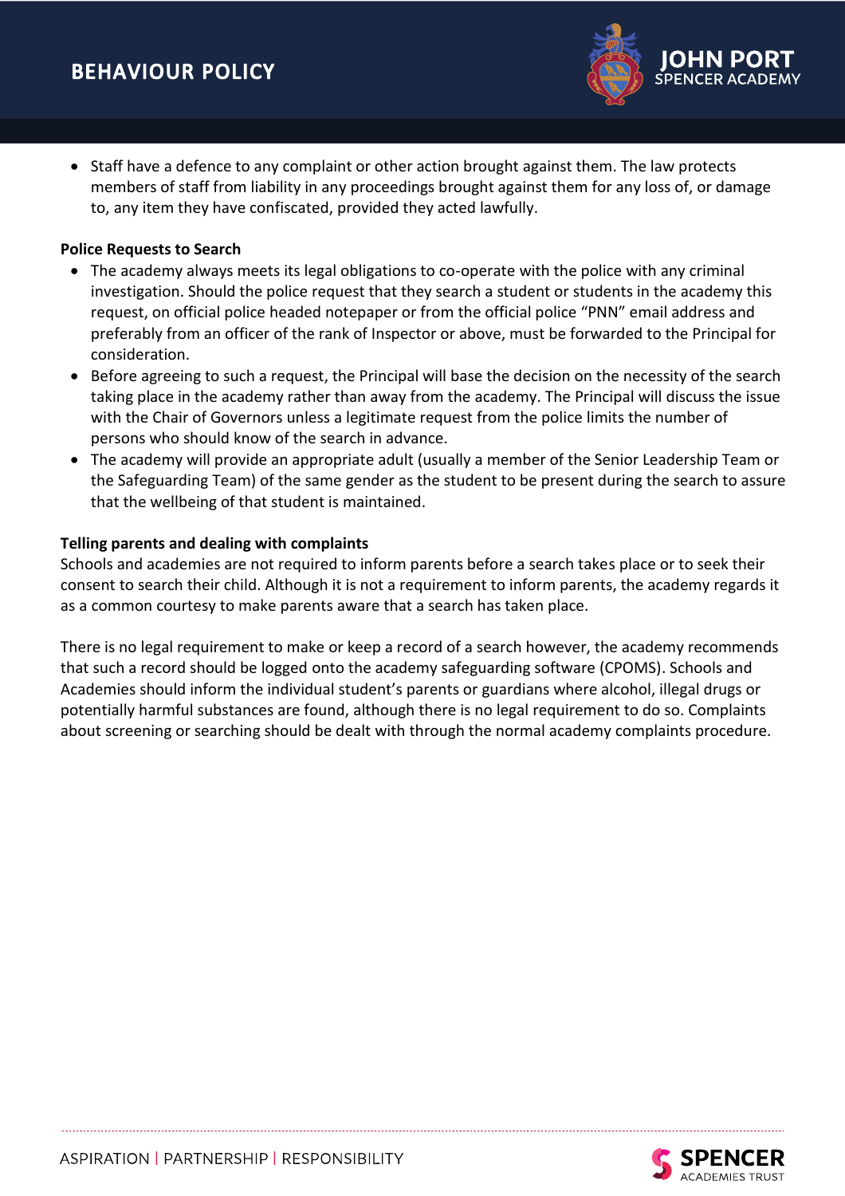- Staff have a defence to any complaint or other action brought against them. The law protects members of staff from liability in any proceedings brought against them for any loss of, or damage to, any item they have confiscated, provided they acted lawfully.

**Police Requests to Search**

- The academy always meets its legal obligations to co-operate with the police with any criminal investigation. Should the police request that they search a student or students in the academy this request, on official police headed notepaper or from the official police "PNN" email address and preferably from an officer of the rank of Inspector or above, must be forwarded to the Principal for consideration.
- Before agreeing to such a request, the Principal will base the decision on the necessity of the search taking place in the academy rather than away from the academy. The Principal will discuss the issue with the Chair of Governors unless a legitimate request from the police limits the number of persons who should know of the search in advance.
- The academy will provide an appropriate adult (usually a member of the Senior Leadership Team or the Safeguarding Team) of the same gender as the student to be present during the search to assure that the wellbeing of that student is maintained.

**Telling parents and dealing with complaints**

Schools and academies are not required to inform parents before a search takes place or to seek their consent to search their child. Although it is not a requirement to inform parents, the academy regards it as a common courtesy to make parents aware that a search has taken place.

There is no legal requirement to make or keep a record of a search however, the academy recommends that such a record should be logged onto the academy safeguarding software (CPOMS). Schools and Academies should inform the individual student's parents or guardians where alcohol, illegal drugs or potentially harmful substances are found, although there is no legal requirement to do so. Complaints about screening or searching should be dealt with through the normal academy complaints procedure.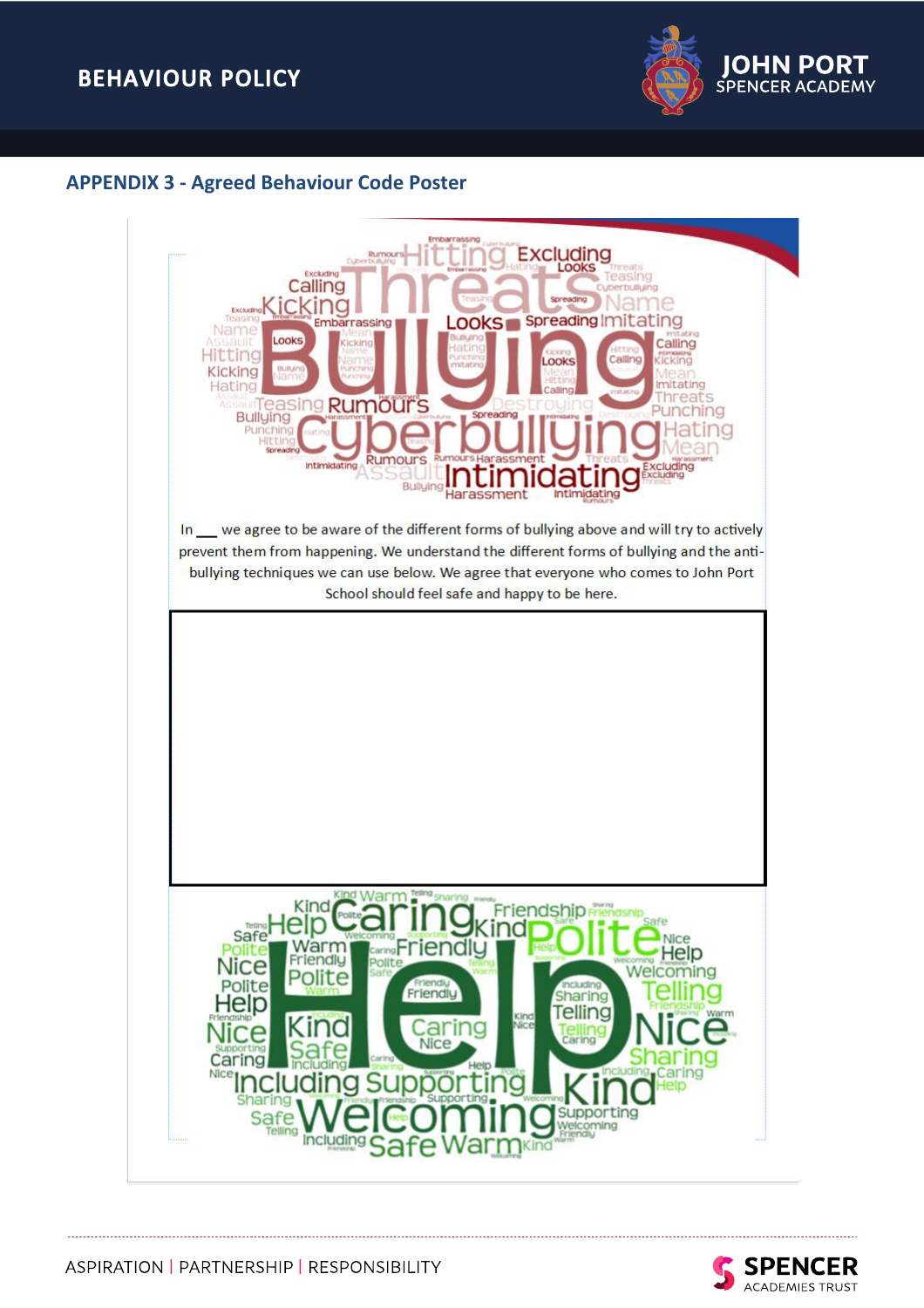## APPENDIX 3 - Agreed Behaviour Code Poster

In __ we agree to be aware of the different forms of bullying above and will try to actively prevent them from happening. We understand the different forms of bullying and the anti-bullying techniques we can use below. We agree that everyone who comes to John Port School should feel safe and happy to be here.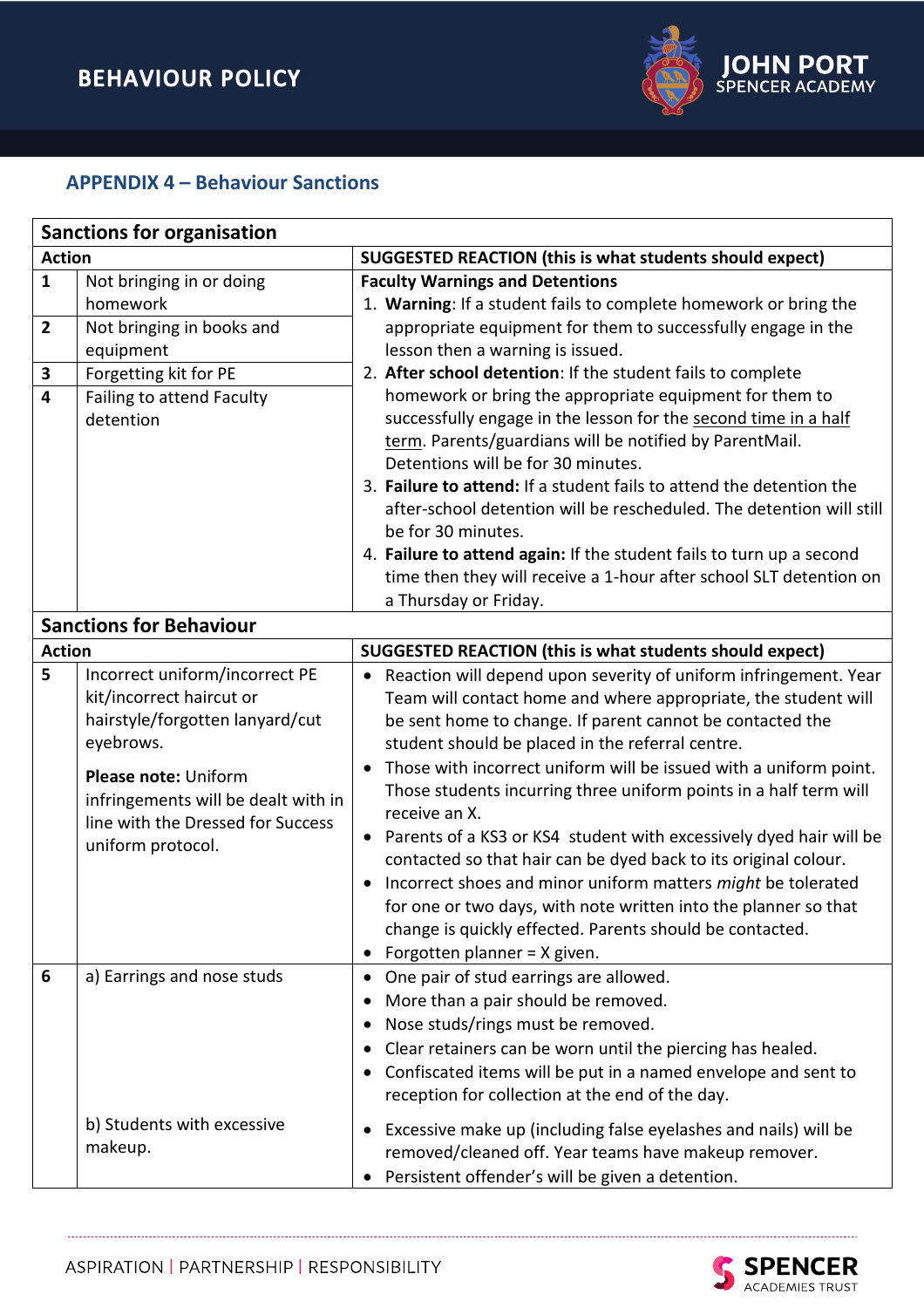## APPENDIX 4 – Behaviour Sanctions

| Sanctions for organisation | | |
|---|---|---|
| **Action** | | **SUGGESTED REACTION (this is what students should expect)** |
| **1** | Not bringing in or doing homework | **Faculty Warnings and Detentions**<br>1. **Warning**: If a student fails to complete homework or bring the appropriate equipment for them to successfully engage in the lesson then a warning is issued.<br>2. **After school detention**: If the student fails to complete homework or bring the appropriate equipment for them to successfully engage in the lesson for the second time in a half term. Parents/guardians will be notified by ParentMail. Detentions will be for 30 minutes.<br>3. **Failure to attend:** If a student fails to attend the detention the after-school detention will be rescheduled. The detention will still be for 30 minutes.<br>4. **Failure to attend again:** If the student fails to turn up a second time then they will receive a 1-hour after school SLT detention on a Thursday or Friday. |
| **2** | Not bringing in books and equipment | |
| **3** | Forgetting kit for PE | |
| **4** | Failing to attend Faculty detention | |
| **Sanctions for Behaviour** | | |
| **Action** | | **SUGGESTED REACTION (this is what students should expect)** |
| **5** | Incorrect uniform/incorrect PE kit/incorrect haircut or hairstyle/forgotten lanyard/cut eyebrows.<br><br>**Please note:** Uniform infringements will be dealt with in line with the Dressed for Success uniform protocol. | • Reaction will depend upon severity of uniform infringement. Year Team will contact home and where appropriate, the student will be sent home to change. If parent cannot be contacted the student should be placed in the referral centre.<br>• Those with incorrect uniform will be issued with a uniform point. Those students incurring three uniform points in a half term will receive an X.<br>• Parents of a KS3 or KS4 student with excessively dyed hair will be contacted so that hair can be dyed back to its original colour.<br>• Incorrect shoes and minor uniform matters *might* be tolerated for one or two days, with note written into the planner so that change is quickly effected. Parents should be contacted.<br>• Forgotten planner = X given. |
| **6** | a) Earrings and nose studs | • One pair of stud earrings are allowed.<br>• More than a pair should be removed.<br>• Nose studs/rings must be removed.<br>• Clear retainers can be worn until the piercing has healed.<br>• Confiscated items will be put in a named envelope and sent to reception for collection at the end of the day. |
| | b) Students with excessive makeup. | • Excessive make up (including false eyelashes and nails) will be removed/cleaned off. Year teams have makeup remover.<br>• Persistent offender's will be given a detention. |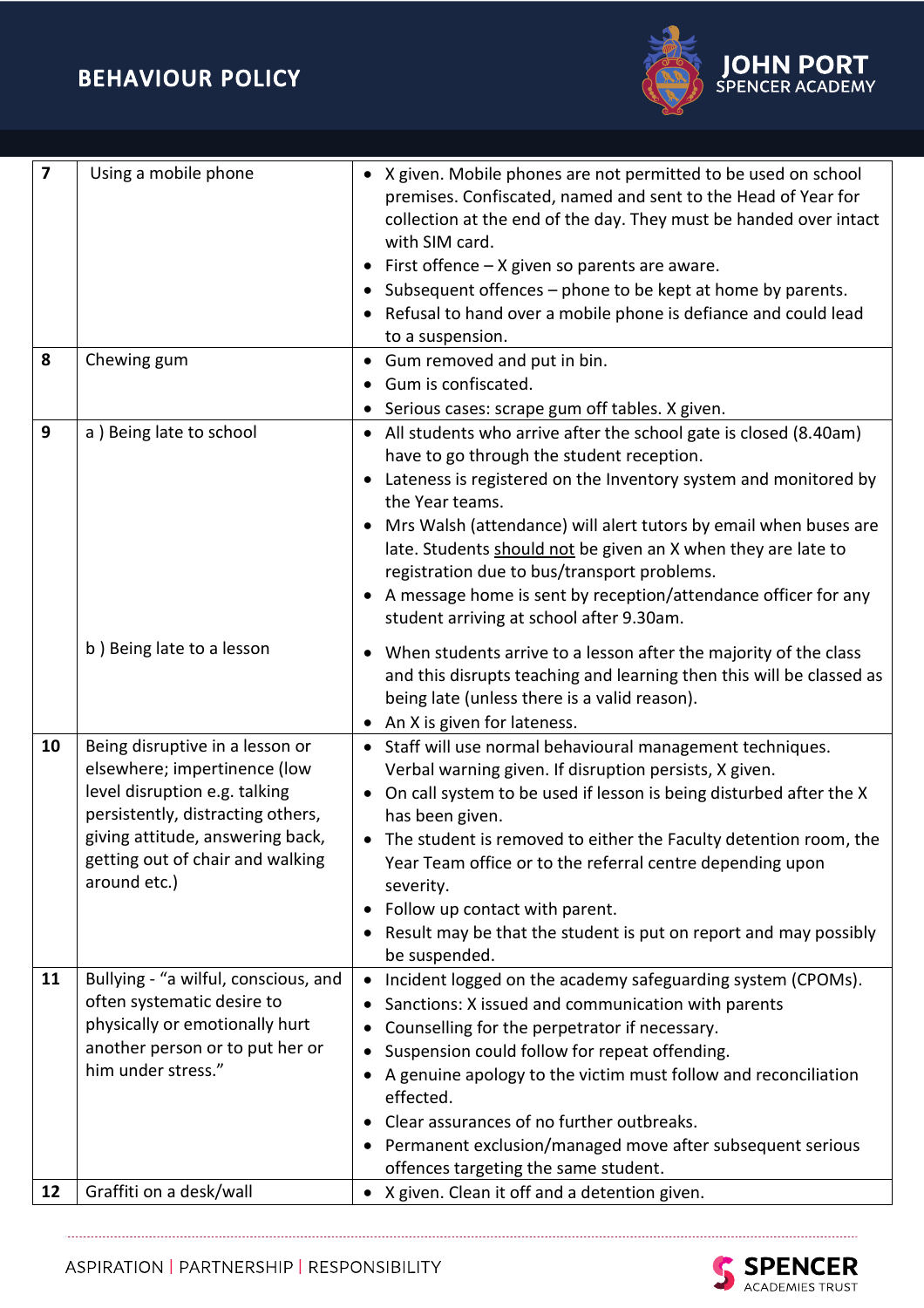| 7 | Using a mobile phone | • X given. Mobile phones are not permitted to be used on school premises. Confiscated, named and sent to the Head of Year for collection at the end of the day. They must be handed over intact with SIM card.<br>• First offence – X given so parents are aware.<br>• Subsequent offences – phone to be kept at home by parents.<br>• Refusal to hand over a mobile phone is defiance and could lead to a suspension. |
|---|---|---|
| 8 | Chewing gum | • Gum removed and put in bin.<br>• Gum is confiscated.<br>• Serious cases: scrape gum off tables. X given. |
| 9 | a ) Being late to school | • All students who arrive after the school gate is closed (8.40am) have to go through the student reception.<br>• Lateness is registered on the Inventory system and monitored by the Year teams.<br>• Mrs Walsh (attendance) will alert tutors by email when buses are late. Students should not be given an X when they are late to registration due to bus/transport problems.<br>• A message home is sent by reception/attendance officer for any student arriving at school after 9.30am. |
| | b ) Being late to a lesson | • When students arrive to a lesson after the majority of the class and this disrupts teaching and learning then this will be classed as being late (unless there is a valid reason).<br>• An X is given for lateness. |
| 10 | Being disruptive in a lesson or elsewhere; impertinence (low level disruption e.g. talking persistently, distracting others, giving attitude, answering back, getting out of chair and walking around etc.) | • Staff will use normal behavioural management techniques. Verbal warning given. If disruption persists, X given.<br>• On call system to be used if lesson is being disturbed after the X has been given.<br>• The student is removed to either the Faculty detention room, the Year Team office or to the referral centre depending upon severity.<br>• Follow up contact with parent.<br>• Result may be that the student is put on report and may possibly be suspended. |
| 11 | Bullying - "a wilful, conscious, and often systematic desire to physically or emotionally hurt another person or to put her or him under stress." | • Incident logged on the academy safeguarding system (CPOMs).<br>• Sanctions: X issued and communication with parents<br>• Counselling for the perpetrator if necessary.<br>• Suspension could follow for repeat offending.<br>• A genuine apology to the victim must follow and reconciliation effected.<br>• Clear assurances of no further outbreaks.<br>• Permanent exclusion/managed move after subsequent serious offences targeting the same student. |
| 12 | Graffiti on a desk/wall | • X given. Clean it off and a detention given. |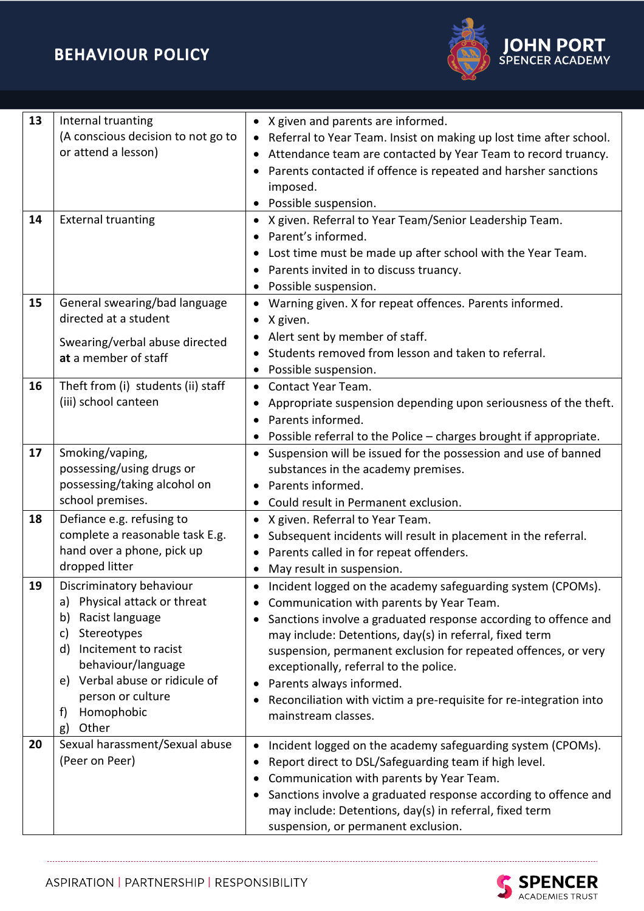| | | |
|---|---|---|
| **13** | Internal truanting (A conscious decision to not go to or attend a lesson) | • X given and parents are informed.<br>• Referral to Year Team. Insist on making up lost time after school.<br>• Attendance team are contacted by Year Team to record truancy.<br>• Parents contacted if offence is repeated and harsher sanctions imposed.<br>• Possible suspension. |
| **14** | External truanting | • X given. Referral to Year Team/Senior Leadership Team.<br>• Parent's informed.<br>• Lost time must be made up after school with the Year Team.<br>• Parents invited in to discuss truancy.<br>• Possible suspension. |
| **15** | General swearing/bad language directed at a student<br><br>Swearing/verbal abuse directed **at** a member of staff | • Warning given. X for repeat offences. Parents informed.<br>• X given.<br>• Alert sent by member of staff.<br>• Students removed from lesson and taken to referral.<br>• Possible suspension. |
| **16** | Theft from (i) students (ii) staff (iii) school canteen | • Contact Year Team.<br>• Appropriate suspension depending upon seriousness of the theft.<br>• Parents informed.<br>• Possible referral to the Police – charges brought if appropriate. |
| **17** | Smoking/vaping, possessing/using drugs or possessing/taking alcohol on school premises. | • Suspension will be issued for the possession and use of banned substances in the academy premises.<br>• Parents informed.<br>• Could result in Permanent exclusion. |
| **18** | Defiance e.g. refusing to complete a reasonable task E.g. hand over a phone, pick up dropped litter | • X given. Referral to Year Team.<br>• Subsequent incidents will result in placement in the referral.<br>• Parents called in for repeat offenders.<br>• May result in suspension. |
| **19** | Discriminatory behaviour<br>a) Physical attack or threat<br>b) Racist language<br>c) Stereotypes<br>d) Incitement to racist behaviour/language<br>e) Verbal abuse or ridicule of person or culture<br>f) Homophobic<br>g) Other | • Incident logged on the academy safeguarding system (CPOMs).<br>• Communication with parents by Year Team.<br>• Sanctions involve a graduated response according to offence and may include: Detentions, day(s) in referral, fixed term suspension, permanent exclusion for repeated offences, or very exceptionally, referral to the police.<br>• Parents always informed.<br>• Reconciliation with victim a pre-requisite for re-integration into mainstream classes. |
| **20** | Sexual harassment/Sexual abuse (Peer on Peer) | • Incident logged on the academy safeguarding system (CPOMs).<br>• Report direct to DSL/Safeguarding team if high level.<br>• Communication with parents by Year Team.<br>• Sanctions involve a graduated response according to offence and may include: Detentions, day(s) in referral, fixed term suspension, or permanent exclusion. |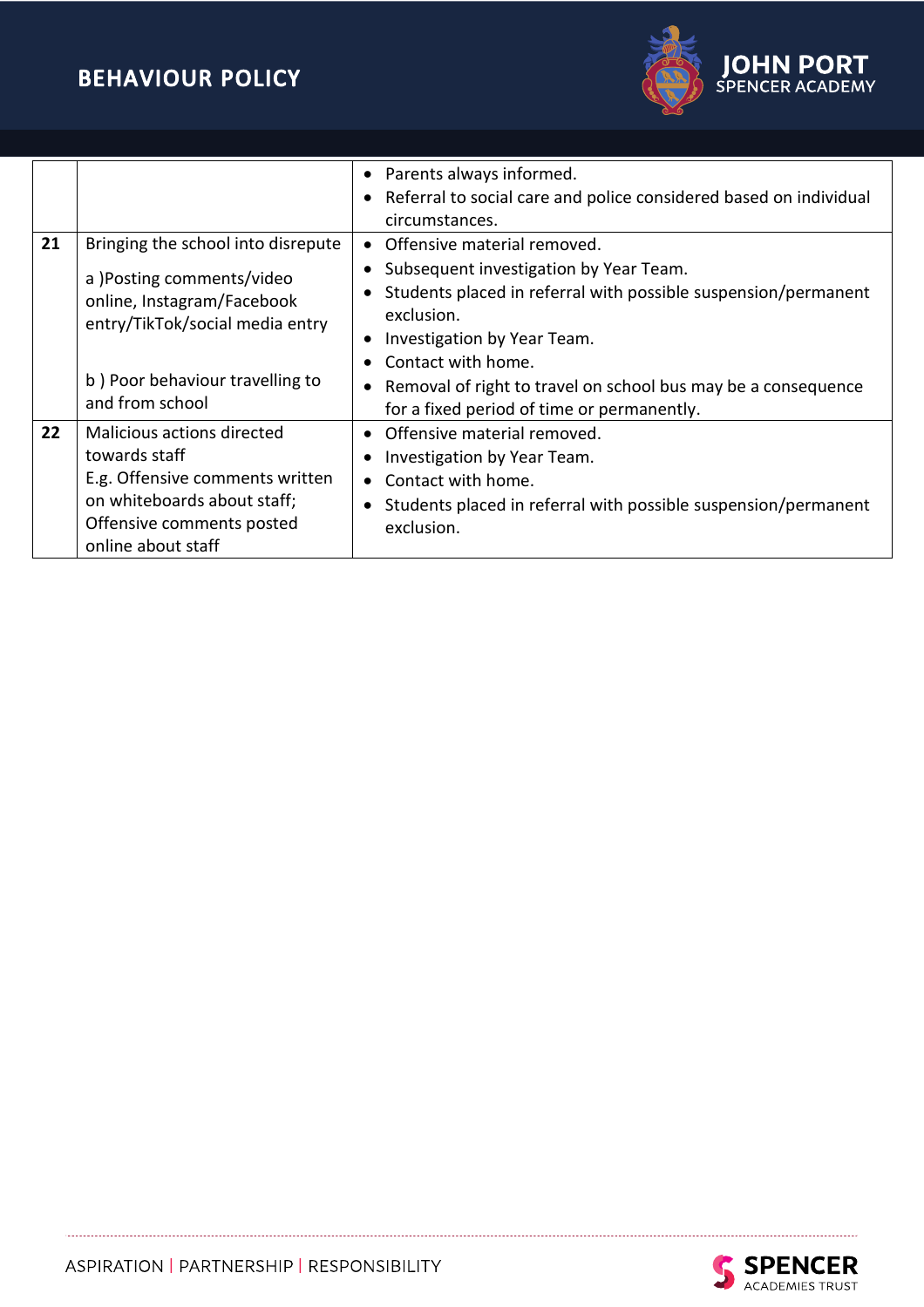| | | |
|---|---|---|
| | | • Parents always informed.<br>• Referral to social care and police considered based on individual circumstances. |
| **21** | Bringing the school into disrepute<br><br>a )Posting comments/video online, Instagram/Facebook entry/TikTok/social media entry<br><br>b ) Poor behaviour travelling to and from school | • Offensive material removed.<br>• Subsequent investigation by Year Team.<br>• Students placed in referral with possible suspension/permanent exclusion.<br>• Investigation by Year Team.<br>• Contact with home.<br>• Removal of right to travel on school bus may be a consequence for a fixed period of time or permanently. |
| **22** | Malicious actions directed towards staff<br>E.g. Offensive comments written on whiteboards about staff; Offensive comments posted online about staff | • Offensive material removed.<br>• Investigation by Year Team.<br>• Contact with home.<br>• Students placed in referral with possible suspension/permanent exclusion. |